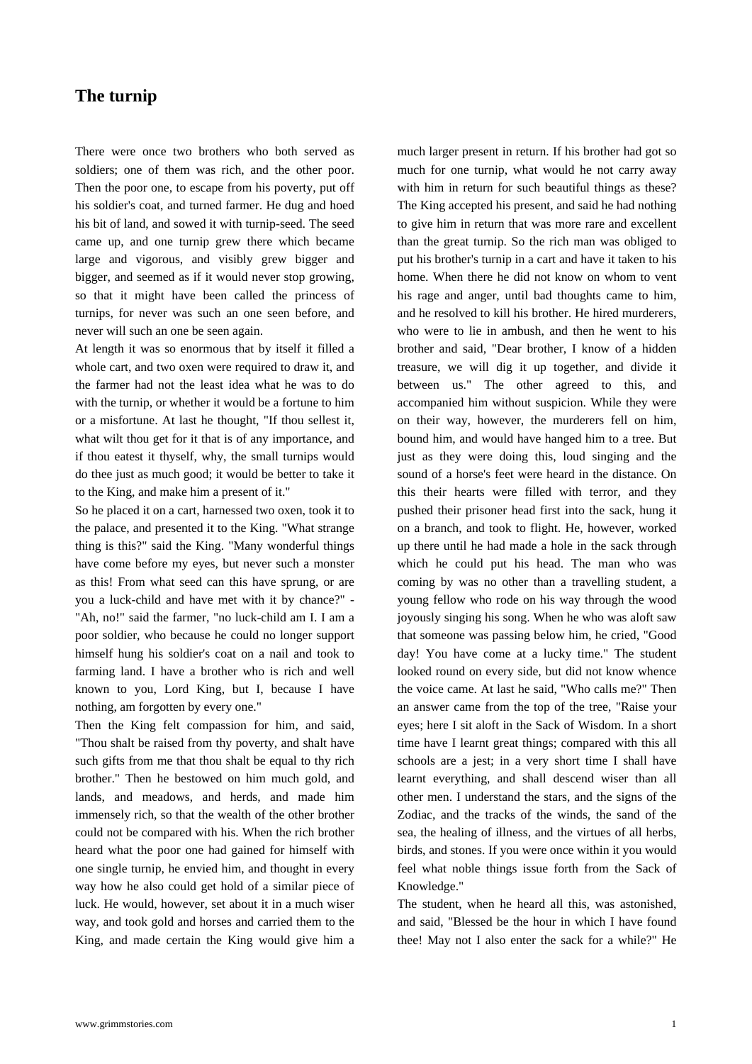# The turnip

There were once two brothers who both served as soldiers; one of them was rich, and the other poor. Then the poor one, to escape from his poverty, put off his soldier's coat, and turned farmer. He dug and hoed his bit of land, and sowed it with turnip-seed. The seed came up, and one turnip grew there which became large and vigorous, and visibly grew bigger and bigger, and seemed as if it would never stop growing, so that it might have been called the princess of turnips, for never was such an one seen before, and never will such an one be seen again.

At length it was so enormous that by itself it filled a whole cart, and two oxen were required to draw it, and the farmer had not the least idea what he was to do with the turnip, or whether it would be a fortune to him or a misfortune. At last he thought, "If thou sellest it, what wilt thou get for it that is of any importance, and if thou eatest it thyself, why, the small turnips would do thee just as much good; it would be better to take it to the King, and make him a present of it."

So he placed it on a cart, harnessed two oxen, took it to the palace, and presented it to the King. "What strange thing is this?" said the King. "Many wonderful things have come before my eyes, but never such a monster as this! From what seed can this have sprung, or are you a luck-child and have met with it by chance?" - "Ah, no!" said the farmer, "no luck-child am I. I am a poor soldier, who because he could no longer support himself hung his soldier's coat on a nail and took to farming land. I have a brother who is rich and well known to you, Lord King, but I, because I have nothing, am forgotten by every one."

Then the King felt compassion for him, and said, "Thou shalt be raised from thy poverty, and shalt have such gifts from me that thou shalt be equal to thy rich brother." Then he bestowed on him much gold, and lands, and meadows, and herds, and made him immensely rich, so that the wealth of the other brother could not be compared with his. When the rich brother heard what the poor one had gained for himself with one single turnip, he envied him, and thought in every way how he also could get hold of a similar piece of luck. He would, however, set about it in a much wiser way, and took gold and horses and carried them to the King, and made certain the King would give him a much larger present in return. If his brother had got so much for one turnip, what would he not carry away with him in return for such beautiful things as these? The King accepted his present, and said he had nothing to give him in return that was more rare and excellent than the great turnip. So the rich man was obliged to put his brother's turnip in a cart and have it taken to his home. When there he did not know on whom to vent his rage and anger, until bad thoughts came to him, and he resolved to kill his brother. He hired murderers, who were to lie in ambush, and then he went to his brother and said, "Dear brother, I know of a hidden treasure, we will dig it up together, and divide it between us." The other agreed to this, and accompanied him without suspicion. While they were on their way, however, the murderers fell on him, bound him, and would have hanged him to a tree. But just as they were doing this, loud singing and the sound of a horse's feet were heard in the distance. On this their hearts were filled with terror, and they pushed their prisoner head first into the sack, hung it on a branch, and took to flight. He, however, worked up there until he had made a hole in the sack through which he could put his head. The man who was coming by was no other than a travelling student, a young fellow who rode on his way through the wood joyously singing his song. When he who was aloft saw that someone was passing below him, he cried, "Good day! You have come at a lucky time." The student looked round on every side, but did not know whence the voice came. At last he said, "Who calls me?" Then an answer came from the top of the tree, "Raise your eyes; here I sit aloft in the Sack of Wisdom. In a short time have I learnt great things; compared with this all schools are a jest; in a very short time I shall have learnt everything, and shall descend wiser than all other men. I understand the stars, and the signs of the Zodiac, and the tracks of the winds, the sand of the sea, the healing of illness, and the virtues of all herbs, birds, and stones. If you were once within it you would feel what noble things issue forth from the Sack of Knowledge."

The student, when he heard all this, was astonished, and said, "Blessed be the hour in which I have found thee! May not I also enter the sack for a while?" He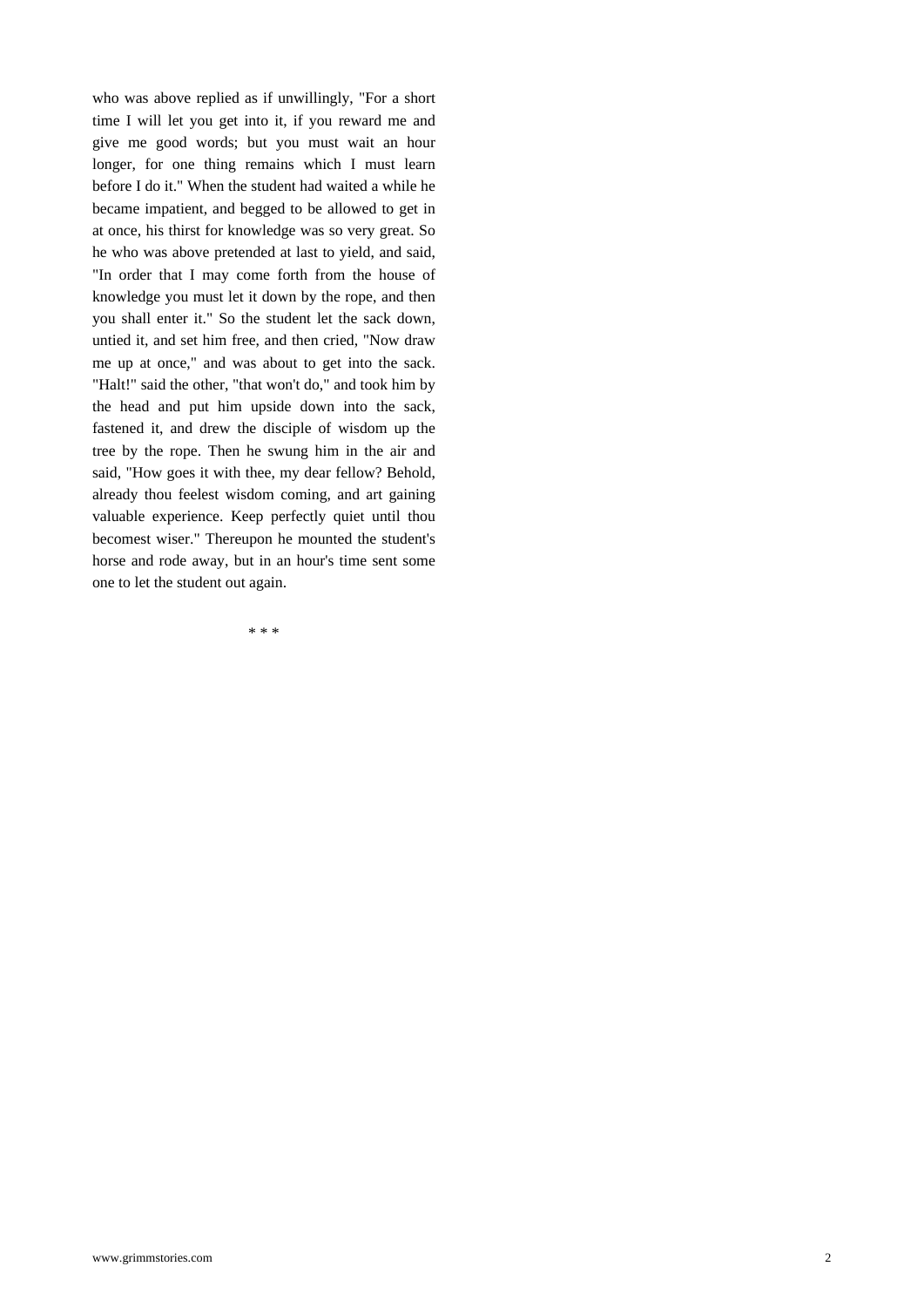who was above replied as if unwillingly, "For a short time I will let you get into it, if you reward me and give me good words; but you must wait an hour longer, for one thing remains which I must learn before I do it." When the student had waited a while he became impatient, and begged to be allowed to get in at once, his thirst for knowledge was so very great. So he who was above pretended at last to yield, and said, "In order that I may come forth from the house of knowledge you must let it down by the rope, and then you shall enter it." So the student let the sack down, untied it, and set him free, and then cried, "Now draw me up at once," and was about to get into the sack. "Halt!" said the other, "that won't do," and took him by the head and put him upside down into the sack, fastened it, and drew the disciple of wisdom up the tree by the rope. Then he swung him in the air and said, "How goes it with thee, my dear fellow? Behold, already thou feelest wisdom coming, and art gaining valuable experience. Keep perfectly quiet until thou becomest wiser." Thereupon he mounted the student's horse and rode away, but in an hour's time sent some one to let the student out again.

* * *